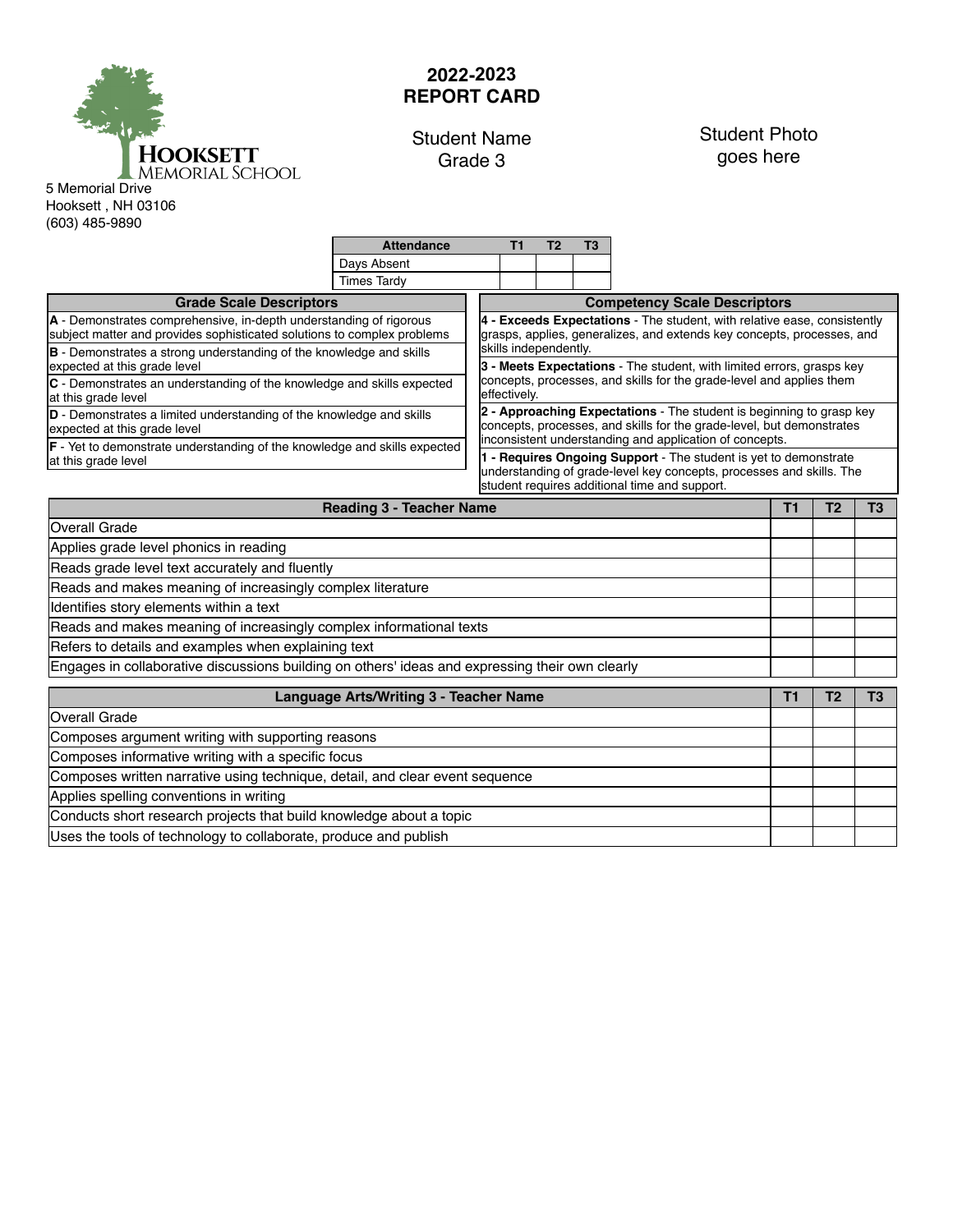**HOOKSETT MEMORIAL SCHOOL**

5 Memorial Drive
Hooksett , NH 03106
(603) 485-9890

# 2022-2023
# REPORT CARD

Student Name
Grade 3

Student Photo goes here

| Attendance | T1 | T2 | T3 |
|---|---|---|---|
| Days Absent | | | |
| Times Tardy | | | |

| Grade Scale Descriptors |
|---|
| **A** - Demonstrates comprehensive, in-depth understanding of rigorous subject matter and provides sophisticated solutions to complex problems |
| **B** - Demonstrates a strong understanding of the knowledge and skills expected at this grade level |
| **C** - Demonstrates an understanding of the knowledge and skills expected at this grade level |
| **D** - Demonstrates a limited understanding of the knowledge and skills expected at this grade level |
| **F** - Yet to demonstrate understanding of the knowledge and skills expected at this grade level |

| Competency Scale Descriptors |
|---|
| **4 - Exceeds Expectations** - The student, with relative ease, consistently grasps, applies, generalizes, and extends key concepts, processes, and skills independently. |
| **3 - Meets Expectations** - The student, with limited errors, grasps key concepts, processes, and skills for the grade-level and applies them effectively. |
| **2 - Approaching Expectations** - The student is beginning to grasp key concepts, processes, and skills for the grade-level, but demonstrates inconsistent understanding and application of concepts. |
| **1 - Requires Ongoing Support** - The student is yet to demonstrate understanding of grade-level key concepts, processes and skills. The student requires additional time and support. |

| Reading 3 - Teacher Name | T1 | T2 | T3 |
|---|---|---|---|
| Overall Grade | | | |
| Applies grade level phonics in reading | | | |
| Reads grade level text accurately and fluently | | | |
| Reads and makes meaning of increasingly complex literature | | | |
| Identifies story elements within a text | | | |
| Reads and makes meaning of increasingly complex informational texts | | | |
| Refers to details and examples when explaining text | | | |
| Engages in collaborative discussions building on others' ideas and expressing their own clearly | | | |

| Language Arts/Writing 3 - Teacher Name | T1 | T2 | T3 |
|---|---|---|---|
| Overall Grade | | | |
| Composes argument writing with supporting reasons | | | |
| Composes informative writing with a specific focus | | | |
| Composes written narrative using technique, detail, and clear event sequence | | | |
| Applies spelling conventions in writing | | | |
| Conducts short research projects that build knowledge about a topic | | | |
| Uses the tools of technology to collaborate, produce and publish | | | |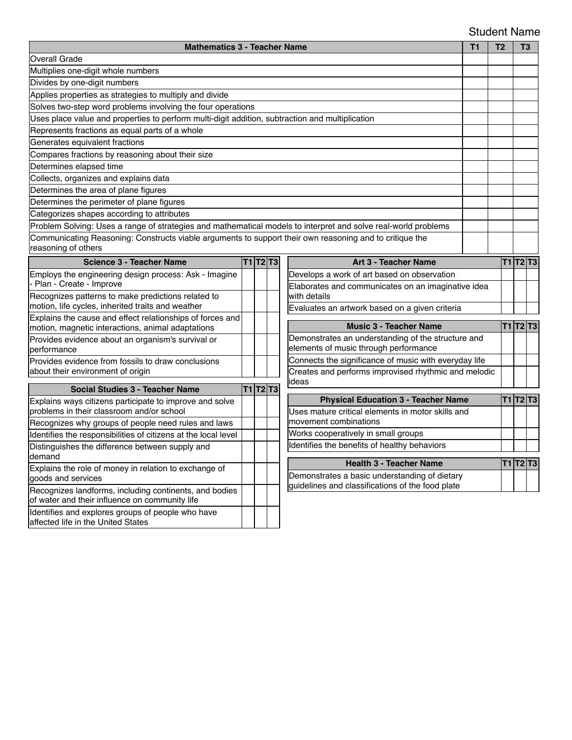Student Name

| Mathematics 3 - Teacher Name | T1 | T2 | T3 |
|---|---|---|---|
| Overall Grade | | | |
| Multiplies one-digit whole numbers | | | |
| Divides by one-digit numbers | | | |
| Applies properties as strategies to multiply and divide | | | |
| Solves two-step word problems involving the four operations | | | |
| Uses place value and properties to perform multi-digit addition, subtraction and multiplication | | | |
| Represents fractions as equal parts of a whole | | | |
| Generates equivalent fractions | | | |
| Compares fractions by reasoning about their size | | | |
| Determines elapsed time | | | |
| Collects, organizes and explains data | | | |
| Determines the area of plane figures | | | |
| Determines the perimeter of plane figures | | | |
| Categorizes shapes according to attributes | | | |
| Problem Solving: Uses a range of strategies and mathematical models to interpret and solve real-world problems | | | |
| Communicating Reasoning: Constructs viable arguments to support their own reasoning and to critique the reasoning of others | | | |

| Science 3 - Teacher Name | T1 | T2 | T3 |
|---|---|---|---|
| Employs the engineering design process: Ask - Imagine - Plan - Create - Improve | | | |
| Recognizes patterns to make predictions related to motion, life cycles, inherited traits and weather | | | |
| Explains the cause and effect relationships of forces and motion, magnetic interactions, animal adaptations | | | |
| Provides evidence about an organism's survival or performance | | | |
| Provides evidence from fossils to draw conclusions about their environment of origin | | | |

| Social Studies 3 - Teacher Name | T1 | T2 | T3 |
|---|---|---|---|
| Explains ways citizens participate to improve and solve problems in their classroom and/or school | | | |
| Recognizes why groups of people need rules and laws | | | |
| Identifies the responsibilities of citizens at the local level | | | |
| Distinguishes the difference between supply and demand | | | |
| Explains the role of money in relation to exchange of goods and services | | | |
| Recognizes landforms, including continents, and bodies of water and their influence on community life | | | |
| Identifies and explores groups of people who have affected life in the United States | | | |

| Art 3 - Teacher Name | T1 | T2 | T3 |
|---|---|---|---|
| Develops a work of art based on observation | | | |
| Elaborates and communicates on an imaginative idea with details | | | |
| Evaluates an artwork based on a given criteria | | | |

| Music 3 - Teacher Name | T1 | T2 | T3 |
|---|---|---|---|
| Demonstrates an understanding of the structure and elements of music through performance | | | |
| Connects the significance of music with everyday life | | | |
| Creates and performs improvised rhythmic and melodic ideas | | | |

| Physical Education 3 - Teacher Name | T1 | T2 | T3 |
|---|---|---|---|
| Uses mature critical elements in motor skills and movement combinations | | | |
| Works cooperatively in small groups | | | |
| Identifies the benefits of healthy behaviors | | | |

| Health 3 - Teacher Name | T1 | T2 | T3 |
|---|---|---|---|
| Demonstrates a basic understanding of dietary guidelines and classifications of the food plate | | | |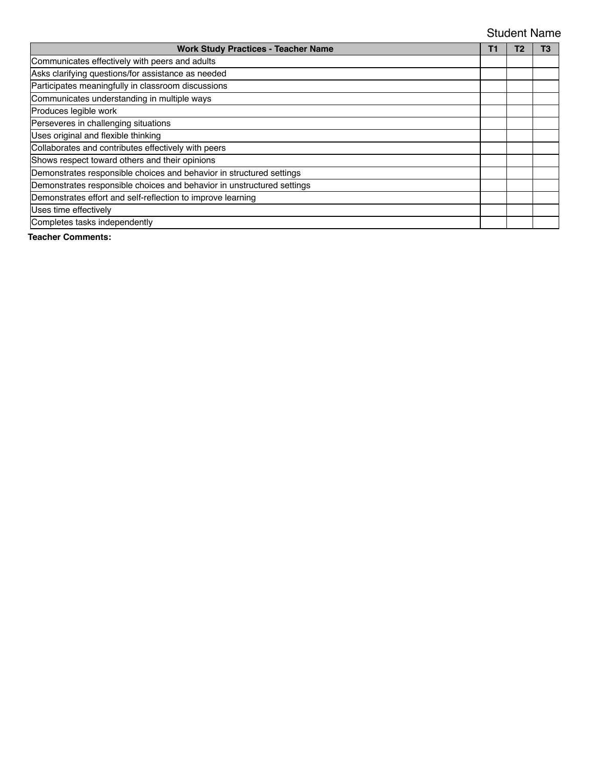Student Name

| Work Study Practices - Teacher Name | T1 | T2 | T3 |
|---|---|---|---|
| Communicates effectively with peers and adults | | | |
| Asks clarifying questions/for assistance as needed | | | |
| Participates meaningfully in classroom discussions | | | |
| Communicates understanding in multiple ways | | | |
| Produces legible work | | | |
| Perseveres in challenging situations | | | |
| Uses original and flexible thinking | | | |
| Collaborates and contributes effectively with peers | | | |
| Shows respect toward others and their opinions | | | |
| Demonstrates responsible choices and behavior in structured settings | | | |
| Demonstrates responsible choices and behavior in unstructured settings | | | |
| Demonstrates effort and self-reflection to improve learning | | | |
| Uses time effectively | | | |
| Completes tasks independently | | | |

**Teacher Comments:**